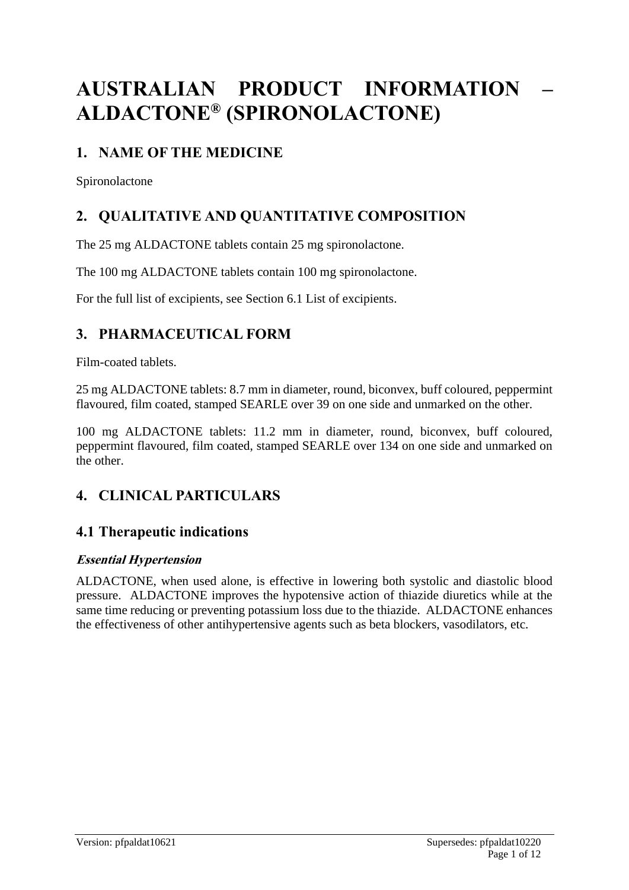# AUSTRALIAN PRODUCT INFORMATION – ALDACTONE® (SPIRONOLACTONE)

## 1. NAME OF THE MEDICINE

Spironolactone

## 2. QUALITATIVE AND QUANTITATIVE COMPOSITION

The 25 mg ALDACTONE tablets contain 25 mg spironolactone.

The 100 mg ALDACTONE tablets contain 100 mg spironolactone.

For the full list of excipients, see Section 6.1 List of excipients.

## 3. PHARMACEUTICAL FORM

Film-coated tablets.

25 mg ALDACTONE tablets: 8.7 mm in diameter, round, biconvex, buff coloured, peppermint flavoured, film coated, stamped SEARLE over 39 on one side and unmarked on the other.

100 mg ALDACTONE tablets: 11.2 mm in diameter, round, biconvex, buff coloured, peppermint flavoured, film coated, stamped SEARLE over 134 on one side and unmarked on the other.

## 4. CLINICAL PARTICULARS

### 4.1 Therapeutic indications

***Essential Hypertension***

ALDACTONE, when used alone, is effective in lowering both systolic and diastolic blood pressure. ALDACTONE improves the hypotensive action of thiazide diuretics while at the same time reducing or preventing potassium loss due to the thiazide. ALDACTONE enhances the effectiveness of other antihypertensive agents such as beta blockers, vasodilators, etc.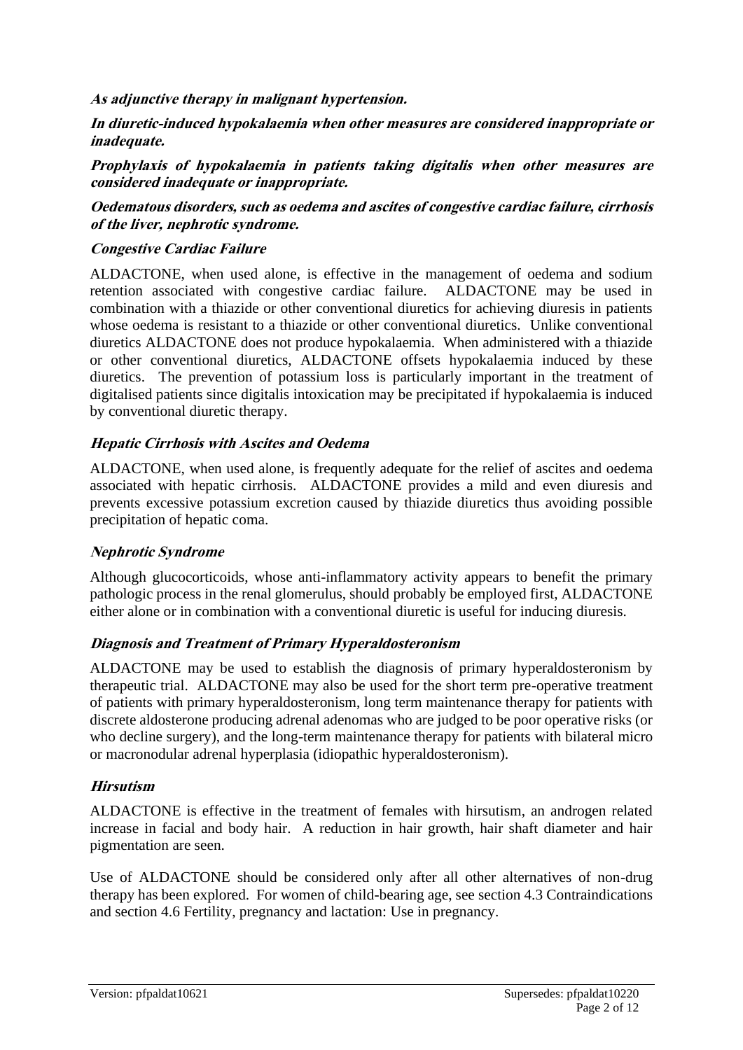***As adjunctive therapy in malignant hypertension.***

***In diuretic-induced hypokalaemia when other measures are considered inappropriate or inadequate.***

***Prophylaxis of hypokalaemia in patients taking digitalis when other measures are considered inadequate or inappropriate.***

***Oedematous disorders, such as oedema and ascites of congestive cardiac failure, cirrhosis of the liver, nephrotic syndrome.***

***Congestive Cardiac Failure***

ALDACTONE, when used alone, is effective in the management of oedema and sodium retention associated with congestive cardiac failure. ALDACTONE may be used in combination with a thiazide or other conventional diuretics for achieving diuresis in patients whose oedema is resistant to a thiazide or other conventional diuretics. Unlike conventional diuretics ALDACTONE does not produce hypokalaemia. When administered with a thiazide or other conventional diuretics, ALDACTONE offsets hypokalaemia induced by these diuretics. The prevention of potassium loss is particularly important in the treatment of digitalised patients since digitalis intoxication may be precipitated if hypokalaemia is induced by conventional diuretic therapy.

***Hepatic Cirrhosis with Ascites and Oedema***

ALDACTONE, when used alone, is frequently adequate for the relief of ascites and oedema associated with hepatic cirrhosis. ALDACTONE provides a mild and even diuresis and prevents excessive potassium excretion caused by thiazide diuretics thus avoiding possible precipitation of hepatic coma.

***Nephrotic Syndrome***

Although glucocorticoids, whose anti-inflammatory activity appears to benefit the primary pathologic process in the renal glomerulus, should probably be employed first, ALDACTONE either alone or in combination with a conventional diuretic is useful for inducing diuresis.

***Diagnosis and Treatment of Primary Hyperaldosteronism***

ALDACTONE may be used to establish the diagnosis of primary hyperaldosteronism by therapeutic trial. ALDACTONE may also be used for the short term pre-operative treatment of patients with primary hyperaldosteronism, long term maintenance therapy for patients with discrete aldosterone producing adrenal adenomas who are judged to be poor operative risks (or who decline surgery), and the long-term maintenance therapy for patients with bilateral micro or macronodular adrenal hyperplasia (idiopathic hyperaldosteronism).

***Hirsutism***

ALDACTONE is effective in the treatment of females with hirsutism, an androgen related increase in facial and body hair. A reduction in hair growth, hair shaft diameter and hair pigmentation are seen.

Use of ALDACTONE should be considered only after all other alternatives of non-drug therapy has been explored. For women of child-bearing age, see section 4.3 Contraindications and section 4.6 Fertility, pregnancy and lactation: Use in pregnancy.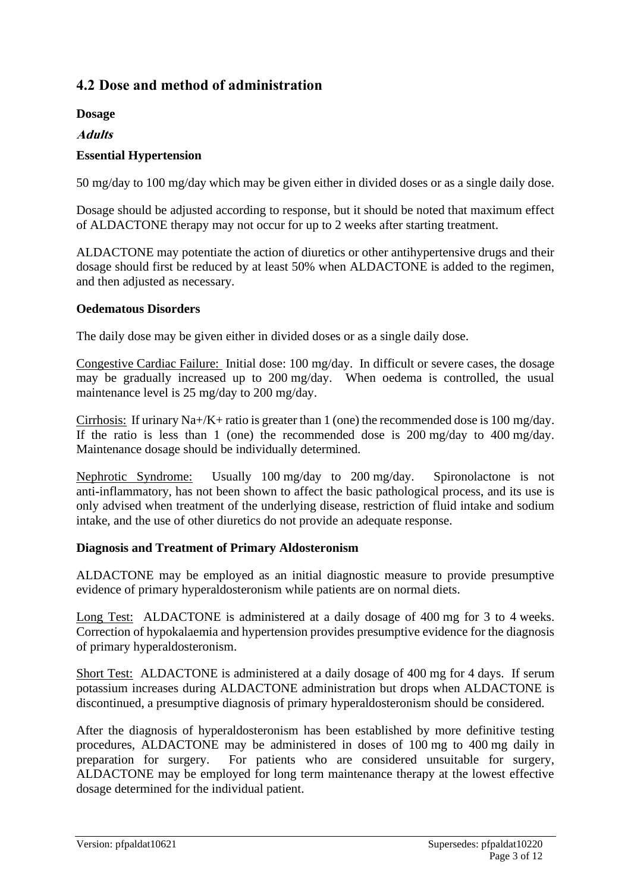## 4.2 Dose and method of administration

**Dosage**

***Adults***

**Essential Hypertension**

50 mg/day to 100 mg/day which may be given either in divided doses or as a single daily dose.

Dosage should be adjusted according to response, but it should be noted that maximum effect of ALDACTONE therapy may not occur for up to 2 weeks after starting treatment.

ALDACTONE may potentiate the action of diuretics or other antihypertensive drugs and their dosage should first be reduced by at least 50% when ALDACTONE is added to the regimen, and then adjusted as necessary.

**Oedematous Disorders**

The daily dose may be given either in divided doses or as a single daily dose.

Congestive Cardiac Failure: Initial dose: 100 mg/day. In difficult or severe cases, the dosage may be gradually increased up to 200 mg/day. When oedema is controlled, the usual maintenance level is 25 mg/day to 200 mg/day.

Cirrhosis: If urinary $Na^+/K^+$ ratio is greater than 1 (one) the recommended dose is 100 mg/day. If the ratio is less than 1 (one) the recommended dose is 200 mg/day to 400 mg/day. Maintenance dosage should be individually determined.

Nephrotic Syndrome: Usually 100 mg/day to 200 mg/day. Spironolactone is not anti-inflammatory, has not been shown to affect the basic pathological process, and its use is only advised when treatment of the underlying disease, restriction of fluid intake and sodium intake, and the use of other diuretics do not provide an adequate response.

**Diagnosis and Treatment of Primary Aldosteronism**

ALDACTONE may be employed as an initial diagnostic measure to provide presumptive evidence of primary hyperaldosteronism while patients are on normal diets.

Long Test: ALDACTONE is administered at a daily dosage of 400 mg for 3 to 4 weeks. Correction of hypokalaemia and hypertension provides presumptive evidence for the diagnosis of primary hyperaldosteronism.

Short Test: ALDACTONE is administered at a daily dosage of 400 mg for 4 days. If serum potassium increases during ALDACTONE administration but drops when ALDACTONE is discontinued, a presumptive diagnosis of primary hyperaldosteronism should be considered.

After the diagnosis of hyperaldosteronism has been established by more definitive testing procedures, ALDACTONE may be administered in doses of 100 mg to 400 mg daily in preparation for surgery. For patients who are considered unsuitable for surgery, ALDACTONE may be employed for long term maintenance therapy at the lowest effective dosage determined for the individual patient.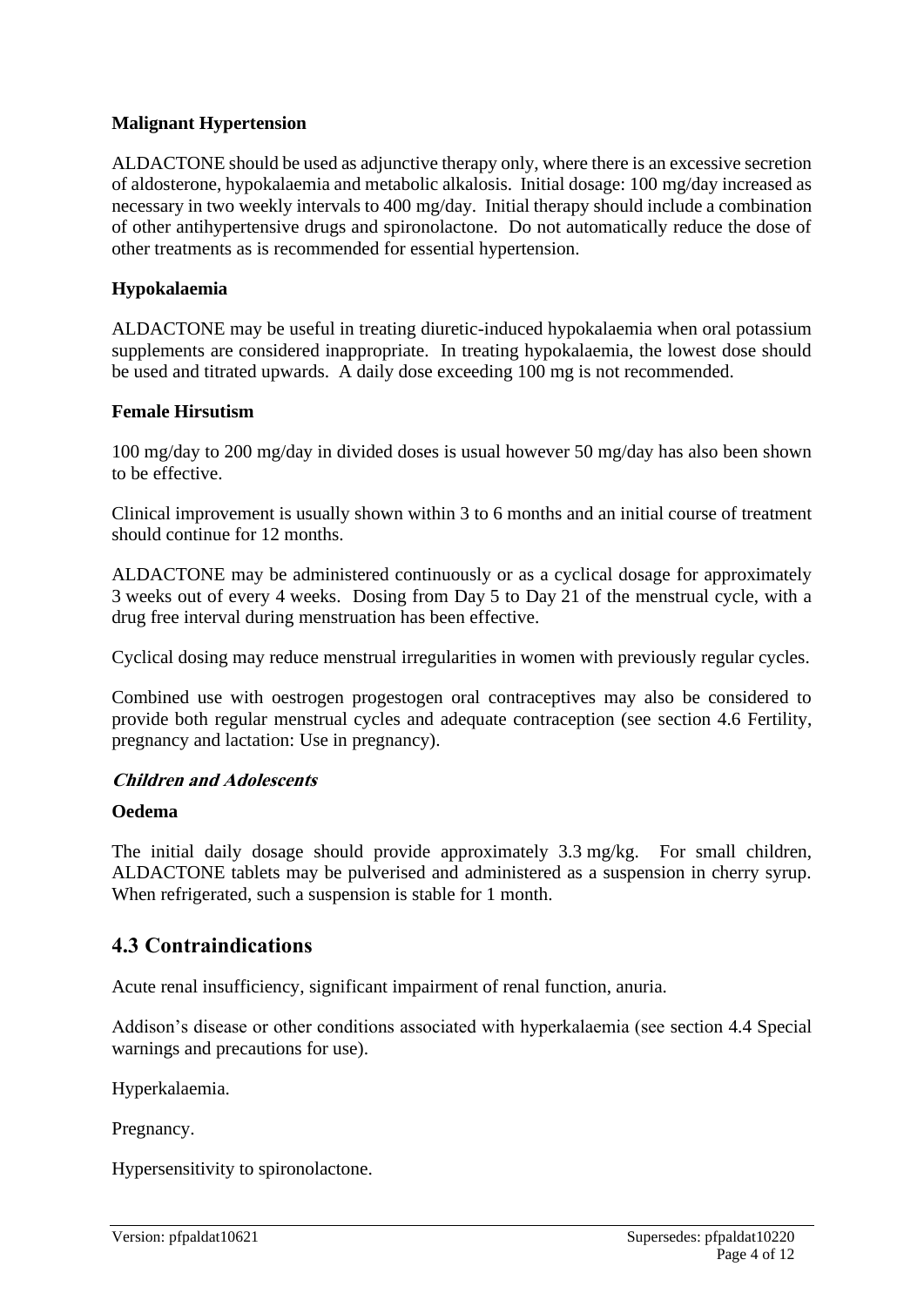### Malignant Hypertension

ALDACTONE should be used as adjunctive therapy only, where there is an excessive secretion of aldosterone, hypokalaemia and metabolic alkalosis. Initial dosage: 100 mg/day increased as necessary in two weekly intervals to 400 mg/day. Initial therapy should include a combination of other antihypertensive drugs and spironolactone. Do not automatically reduce the dose of other treatments as is recommended for essential hypertension.

### Hypokalaemia

ALDACTONE may be useful in treating diuretic-induced hypokalaemia when oral potassium supplements are considered inappropriate. In treating hypokalaemia, the lowest dose should be used and titrated upwards. A daily dose exceeding 100 mg is not recommended.

### Female Hirsutism

100 mg/day to 200 mg/day in divided doses is usual however 50 mg/day has also been shown to be effective.

Clinical improvement is usually shown within 3 to 6 months and an initial course of treatment should continue for 12 months.

ALDACTONE may be administered continuously or as a cyclical dosage for approximately 3 weeks out of every 4 weeks. Dosing from Day 5 to Day 21 of the menstrual cycle, with a drug free interval during menstruation has been effective.

Cyclical dosing may reduce menstrual irregularities in women with previously regular cycles.

Combined use with oestrogen progestogen oral contraceptives may also be considered to provide both regular menstrual cycles and adequate contraception (see section 4.6 Fertility, pregnancy and lactation: Use in pregnancy).

#### *Children and Adolescents*

### Oedema

The initial daily dosage should provide approximately 3.3 mg/kg. For small children, ALDACTONE tablets may be pulverised and administered as a suspension in cherry syrup. When refrigerated, such a suspension is stable for 1 month.

## 4.3 Contraindications

Acute renal insufficiency, significant impairment of renal function, anuria.

Addison's disease or other conditions associated with hyperkalaemia (see section 4.4 Special warnings and precautions for use).

Hyperkalaemia.

Pregnancy.

Hypersensitivity to spironolactone.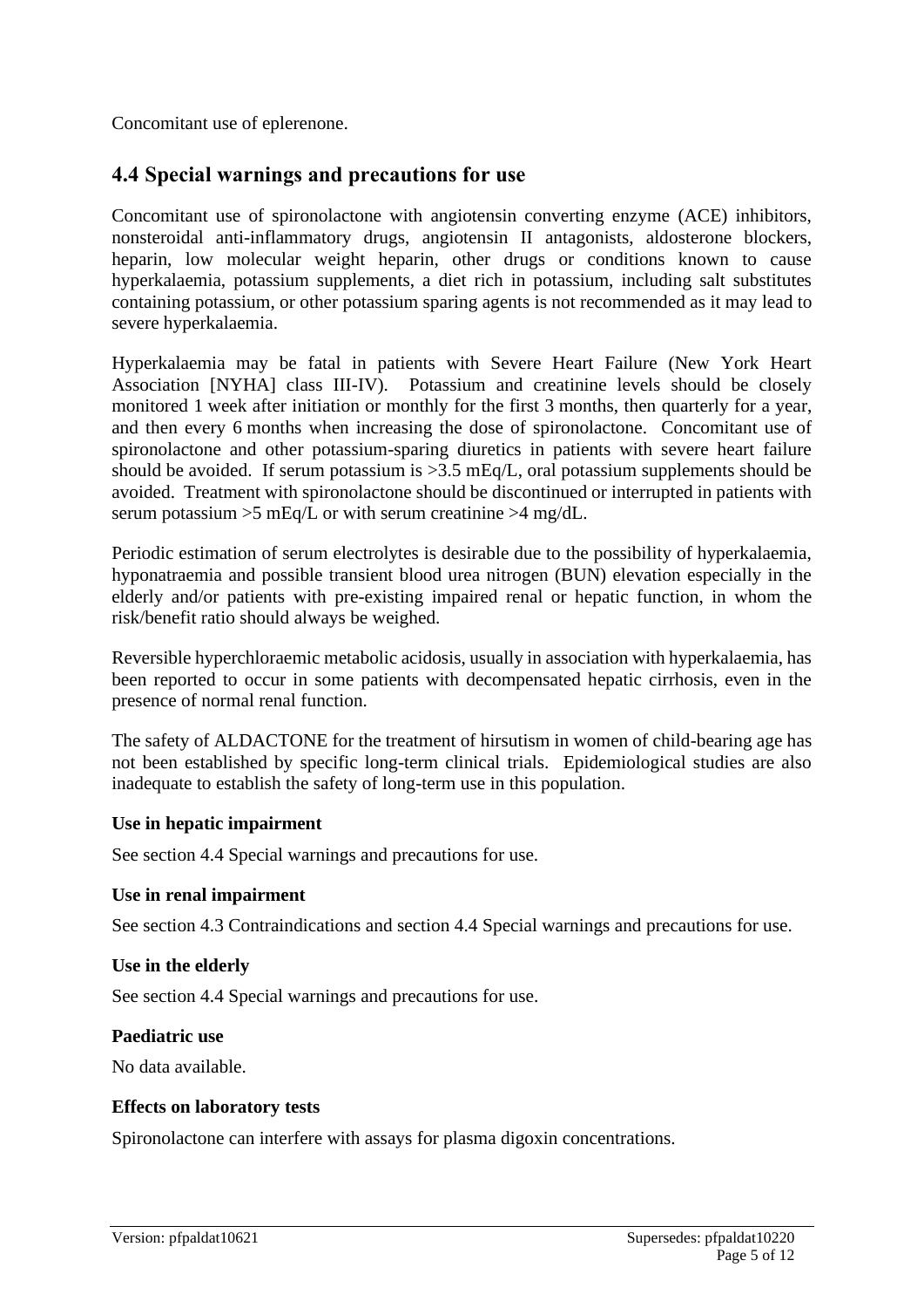Concomitant use of eplerenone.

## 4.4 Special warnings and precautions for use

Concomitant use of spironolactone with angiotensin converting enzyme (ACE) inhibitors, nonsteroidal anti-inflammatory drugs, angiotensin II antagonists, aldosterone blockers, heparin, low molecular weight heparin, other drugs or conditions known to cause hyperkalaemia, potassium supplements, a diet rich in potassium, including salt substitutes containing potassium, or other potassium sparing agents is not recommended as it may lead to severe hyperkalaemia.

Hyperkalaemia may be fatal in patients with Severe Heart Failure (New York Heart Association [NYHA] class III-IV). Potassium and creatinine levels should be closely monitored 1 week after initiation or monthly for the first 3 months, then quarterly for a year, and then every 6 months when increasing the dose of spironolactone. Concomitant use of spironolactone and other potassium-sparing diuretics in patients with severe heart failure should be avoided. If serum potassium is >3.5 mEq/L, oral potassium supplements should be avoided. Treatment with spironolactone should be discontinued or interrupted in patients with serum potassium >5 mEq/L or with serum creatinine >4 mg/dL.

Periodic estimation of serum electrolytes is desirable due to the possibility of hyperkalaemia, hyponatraemia and possible transient blood urea nitrogen (BUN) elevation especially in the elderly and/or patients with pre-existing impaired renal or hepatic function, in whom the risk/benefit ratio should always be weighed.

Reversible hyperchloraemic metabolic acidosis, usually in association with hyperkalaemia, has been reported to occur in some patients with decompensated hepatic cirrhosis, even in the presence of normal renal function.

The safety of ALDACTONE for the treatment of hirsutism in women of child-bearing age has not been established by specific long-term clinical trials. Epidemiological studies are also inadequate to establish the safety of long-term use in this population.

**Use in hepatic impairment**

See section 4.4 Special warnings and precautions for use.

**Use in renal impairment**

See section 4.3 Contraindications and section 4.4 Special warnings and precautions for use.

**Use in the elderly**

See section 4.4 Special warnings and precautions for use.

**Paediatric use**

No data available.

**Effects on laboratory tests**

Spironolactone can interfere with assays for plasma digoxin concentrations.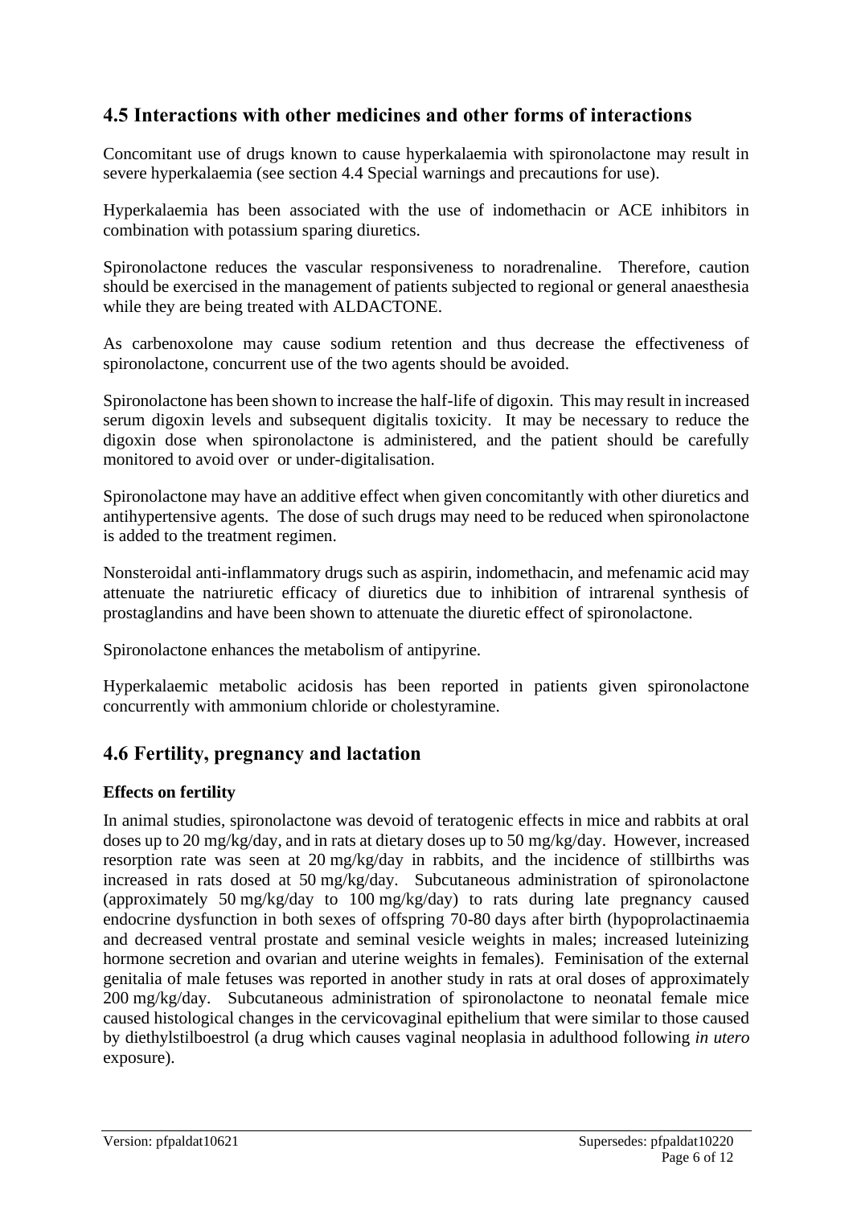## 4.5 Interactions with other medicines and other forms of interactions

Concomitant use of drugs known to cause hyperkalaemia with spironolactone may result in severe hyperkalaemia (see section 4.4 Special warnings and precautions for use).

Hyperkalaemia has been associated with the use of indomethacin or ACE inhibitors in combination with potassium sparing diuretics.

Spironolactone reduces the vascular responsiveness to noradrenaline. Therefore, caution should be exercised in the management of patients subjected to regional or general anaesthesia while they are being treated with ALDACTONE.

As carbenoxolone may cause sodium retention and thus decrease the effectiveness of spironolactone, concurrent use of the two agents should be avoided.

Spironolactone has been shown to increase the half-life of digoxin. This may result in increased serum digoxin levels and subsequent digitalis toxicity. It may be necessary to reduce the digoxin dose when spironolactone is administered, and the patient should be carefully monitored to avoid over or under-digitalisation.

Spironolactone may have an additive effect when given concomitantly with other diuretics and antihypertensive agents. The dose of such drugs may need to be reduced when spironolactone is added to the treatment regimen.

Nonsteroidal anti-inflammatory drugs such as aspirin, indomethacin, and mefenamic acid may attenuate the natriuretic efficacy of diuretics due to inhibition of intrarenal synthesis of prostaglandins and have been shown to attenuate the diuretic effect of spironolactone.

Spironolactone enhances the metabolism of antipyrine.

Hyperkalaemic metabolic acidosis has been reported in patients given spironolactone concurrently with ammonium chloride or cholestyramine.

## 4.6 Fertility, pregnancy and lactation

**Effects on fertility**

In animal studies, spironolactone was devoid of teratogenic effects in mice and rabbits at oral doses up to 20 mg/kg/day, and in rats at dietary doses up to 50 mg/kg/day. However, increased resorption rate was seen at 20 mg/kg/day in rabbits, and the incidence of stillbirths was increased in rats dosed at 50 mg/kg/day. Subcutaneous administration of spironolactone (approximately 50 mg/kg/day to 100 mg/kg/day) to rats during late pregnancy caused endocrine dysfunction in both sexes of offspring 70-80 days after birth (hypoprolactinaemia and decreased ventral prostate and seminal vesicle weights in males; increased luteinizing hormone secretion and ovarian and uterine weights in females). Feminisation of the external genitalia of male fetuses was reported in another study in rats at oral doses of approximately 200 mg/kg/day. Subcutaneous administration of spironolactone to neonatal female mice caused histological changes in the cervicovaginal epithelium that were similar to those caused by diethylstilboestrol (a drug which causes vaginal neoplasia in adulthood following *in utero* exposure).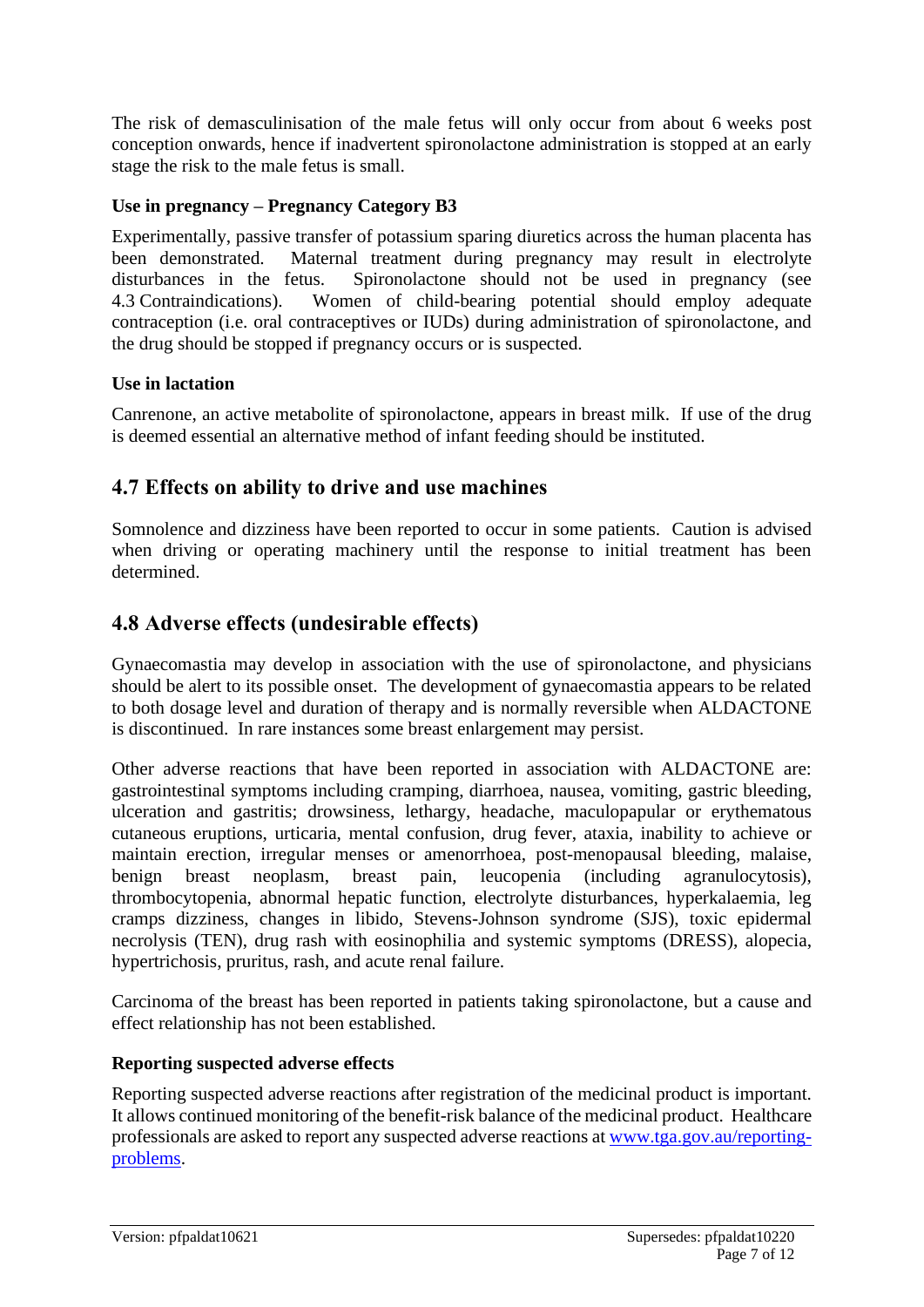The risk of demasculinisation of the male fetus will only occur from about 6 weeks post conception onwards, hence if inadvertent spironolactone administration is stopped at an early stage the risk to the male fetus is small.

### Use in pregnancy – Pregnancy Category B3

Experimentally, passive transfer of potassium sparing diuretics across the human placenta has been demonstrated. Maternal treatment during pregnancy may result in electrolyte disturbances in the fetus. Spironolactone should not be used in pregnancy (see 4.3 Contraindications). Women of child-bearing potential should employ adequate contraception (i.e. oral contraceptives or IUDs) during administration of spironolactone, and the drug should be stopped if pregnancy occurs or is suspected.

### Use in lactation

Canrenone, an active metabolite of spironolactone, appears in breast milk. If use of the drug is deemed essential an alternative method of infant feeding should be instituted.

## 4.7 Effects on ability to drive and use machines

Somnolence and dizziness have been reported to occur in some patients. Caution is advised when driving or operating machinery until the response to initial treatment has been determined.

## 4.8 Adverse effects (undesirable effects)

Gynaecomastia may develop in association with the use of spironolactone, and physicians should be alert to its possible onset. The development of gynaecomastia appears to be related to both dosage level and duration of therapy and is normally reversible when ALDACTONE is discontinued. In rare instances some breast enlargement may persist.

Other adverse reactions that have been reported in association with ALDACTONE are: gastrointestinal symptoms including cramping, diarrhoea, nausea, vomiting, gastric bleeding, ulceration and gastritis; drowsiness, lethargy, headache, maculopapular or erythematous cutaneous eruptions, urticaria, mental confusion, drug fever, ataxia, inability to achieve or maintain erection, irregular menses or amenorrhoea, post-menopausal bleeding, malaise, benign breast neoplasm, breast pain, leucopenia (including agranulocytosis), thrombocytopenia, abnormal hepatic function, electrolyte disturbances, hyperkalaemia, leg cramps dizziness, changes in libido, Stevens-Johnson syndrome (SJS), toxic epidermal necrolysis (TEN), drug rash with eosinophilia and systemic symptoms (DRESS), alopecia, hypertrichosis, pruritus, rash, and acute renal failure.

Carcinoma of the breast has been reported in patients taking spironolactone, but a cause and effect relationship has not been established.

### Reporting suspected adverse effects

Reporting suspected adverse reactions after registration of the medicinal product is important. It allows continued monitoring of the benefit-risk balance of the medicinal product. Healthcare professionals are asked to report any suspected adverse reactions at www.tga.gov.au/reporting-problems.

Version: pfpaldat10621 Supersedes: pfpaldat10220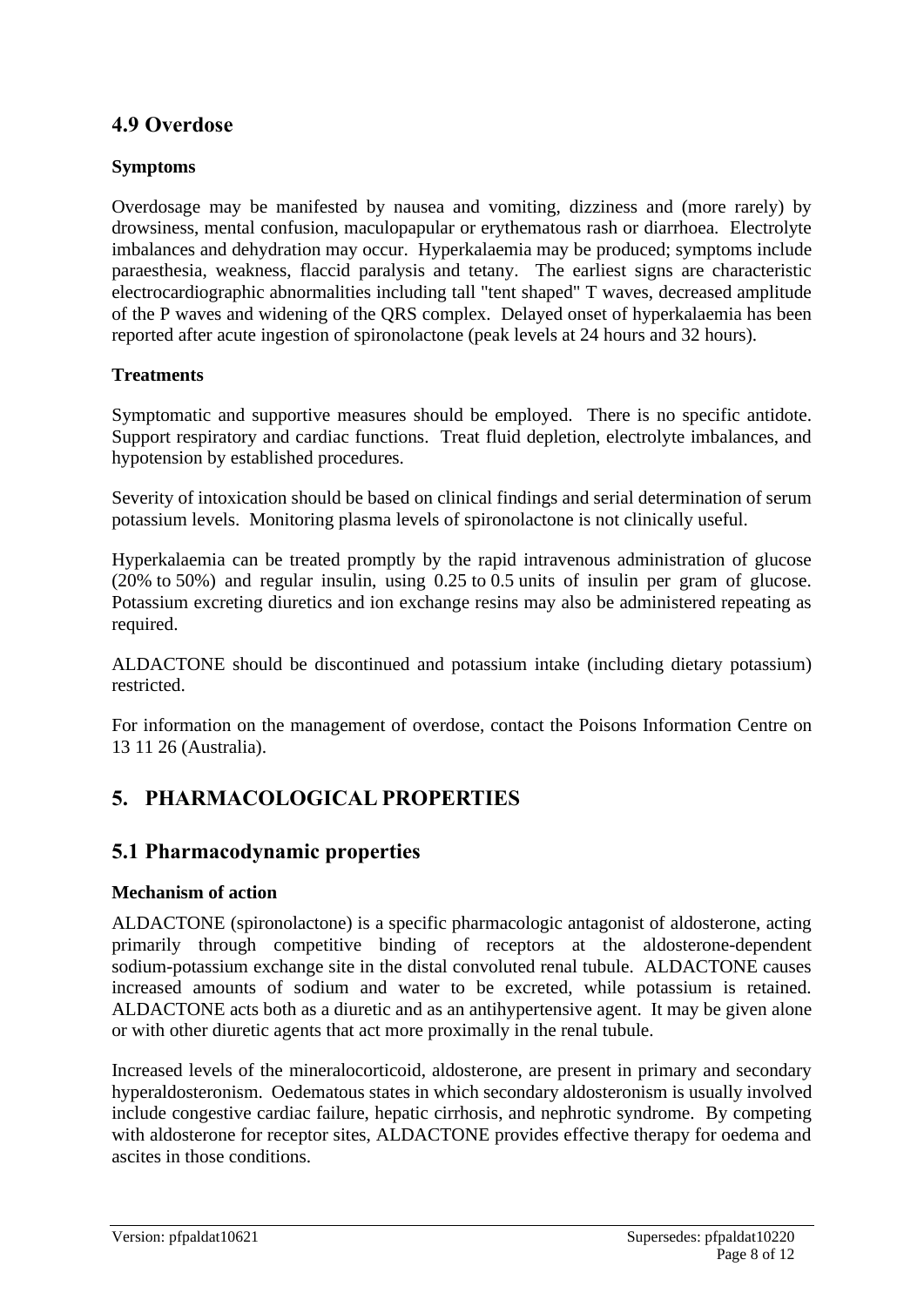## 4.9 Overdose

### Symptoms

Overdosage may be manifested by nausea and vomiting, dizziness and (more rarely) by drowsiness, mental confusion, maculopapular or erythematous rash or diarrhoea. Electrolyte imbalances and dehydration may occur. Hyperkalaemia may be produced; symptoms include paraesthesia, weakness, flaccid paralysis and tetany. The earliest signs are characteristic electrocardiographic abnormalities including tall "tent shaped" T waves, decreased amplitude of the P waves and widening of the QRS complex. Delayed onset of hyperkalaemia has been reported after acute ingestion of spironolactone (peak levels at 24 hours and 32 hours).

### Treatments

Symptomatic and supportive measures should be employed. There is no specific antidote. Support respiratory and cardiac functions. Treat fluid depletion, electrolyte imbalances, and hypotension by established procedures.

Severity of intoxication should be based on clinical findings and serial determination of serum potassium levels. Monitoring plasma levels of spironolactone is not clinically useful.

Hyperkalaemia can be treated promptly by the rapid intravenous administration of glucose (20% to 50%) and regular insulin, using 0.25 to 0.5 units of insulin per gram of glucose. Potassium excreting diuretics and ion exchange resins may also be administered repeating as required.

ALDACTONE should be discontinued and potassium intake (including dietary potassium) restricted.

For information on the management of overdose, contact the Poisons Information Centre on 13 11 26 (Australia).

# 5. PHARMACOLOGICAL PROPERTIES

## 5.1 Pharmacodynamic properties

### Mechanism of action

ALDACTONE (spironolactone) is a specific pharmacologic antagonist of aldosterone, acting primarily through competitive binding of receptors at the aldosterone-dependent sodium-potassium exchange site in the distal convoluted renal tubule. ALDACTONE causes increased amounts of sodium and water to be excreted, while potassium is retained. ALDACTONE acts both as a diuretic and as an antihypertensive agent. It may be given alone or with other diuretic agents that act more proximally in the renal tubule.

Increased levels of the mineralocorticoid, aldosterone, are present in primary and secondary hyperaldosteronism. Oedematous states in which secondary aldosteronism is usually involved include congestive cardiac failure, hepatic cirrhosis, and nephrotic syndrome. By competing with aldosterone for receptor sites, ALDACTONE provides effective therapy for oedema and ascites in those conditions.

Version: pfpaldat10621 Supersedes: pfpaldat10220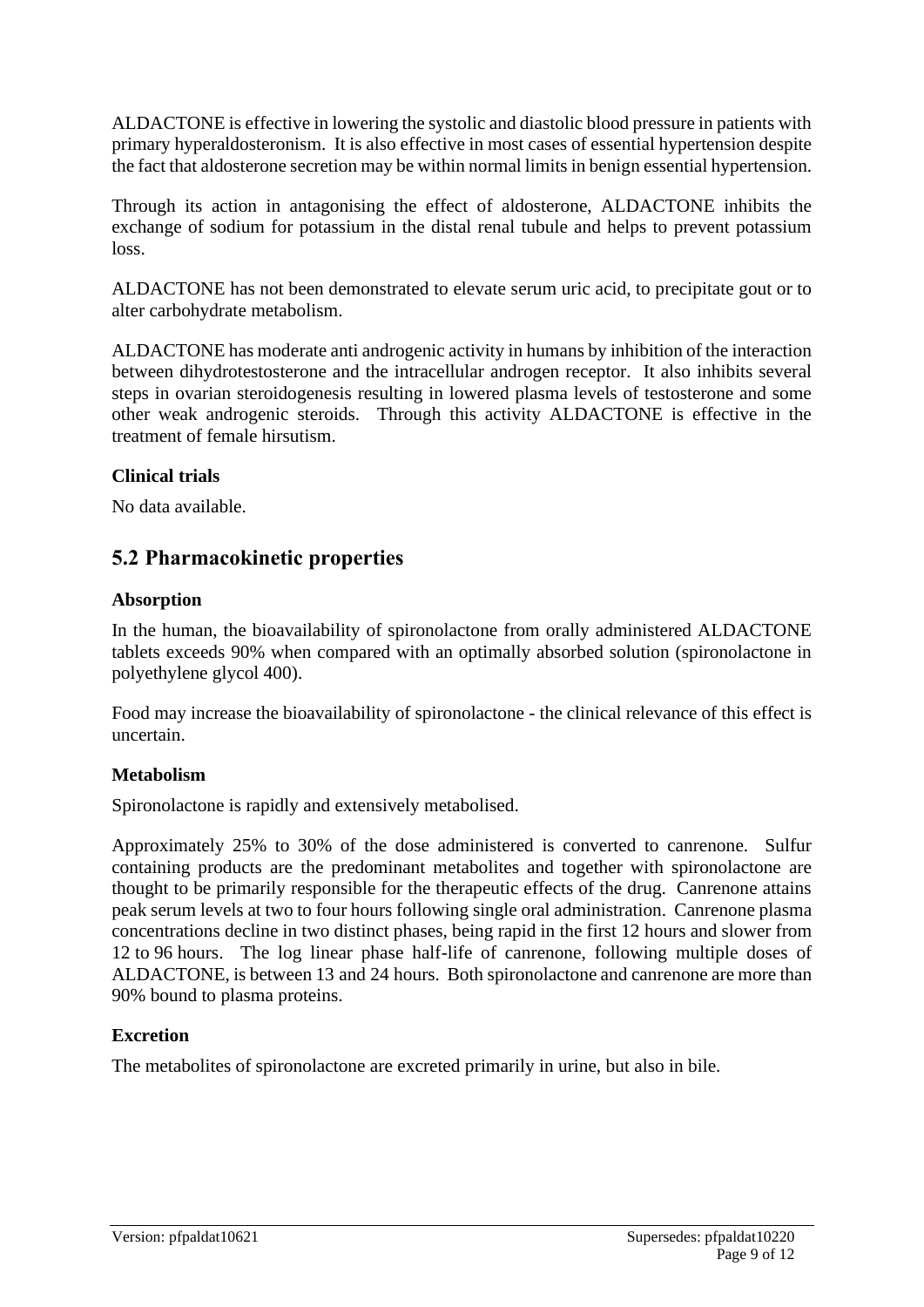ALDACTONE is effective in lowering the systolic and diastolic blood pressure in patients with primary hyperaldosteronism. It is also effective in most cases of essential hypertension despite the fact that aldosterone secretion may be within normal limits in benign essential hypertension.

Through its action in antagonising the effect of aldosterone, ALDACTONE inhibits the exchange of sodium for potassium in the distal renal tubule and helps to prevent potassium loss.

ALDACTONE has not been demonstrated to elevate serum uric acid, to precipitate gout or to alter carbohydrate metabolism.

ALDACTONE has moderate anti androgenic activity in humans by inhibition of the interaction between dihydrotestosterone and the intracellular androgen receptor. It also inhibits several steps in ovarian steroidogenesis resulting in lowered plasma levels of testosterone and some other weak androgenic steroids. Through this activity ALDACTONE is effective in the treatment of female hirsutism.

### Clinical trials

No data available.

## 5.2 Pharmacokinetic properties

### Absorption

In the human, the bioavailability of spironolactone from orally administered ALDACTONE tablets exceeds 90% when compared with an optimally absorbed solution (spironolactone in polyethylene glycol 400).

Food may increase the bioavailability of spironolactone - the clinical relevance of this effect is uncertain.

### Metabolism

Spironolactone is rapidly and extensively metabolised.

Approximately 25% to 30% of the dose administered is converted to canrenone. Sulfur containing products are the predominant metabolites and together with spironolactone are thought to be primarily responsible for the therapeutic effects of the drug. Canrenone attains peak serum levels at two to four hours following single oral administration. Canrenone plasma concentrations decline in two distinct phases, being rapid in the first 12 hours and slower from 12 to 96 hours. The log linear phase half-life of canrenone, following multiple doses of ALDACTONE, is between 13 and 24 hours. Both spironolactone and canrenone are more than 90% bound to plasma proteins.

### Excretion

The metabolites of spironolactone are excreted primarily in urine, but also in bile.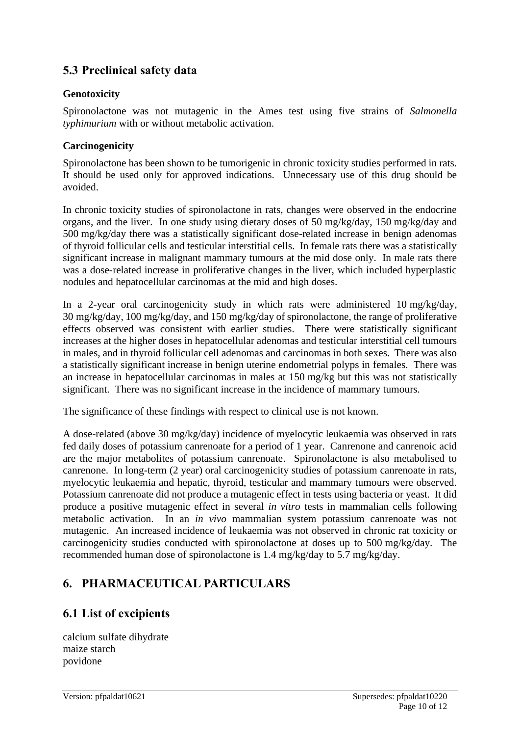## 5.3 Preclinical safety data

### Genotoxicity

Spironolactone was not mutagenic in the Ames test using five strains of *Salmonella typhimurium* with or without metabolic activation.

### Carcinogenicity

Spironolactone has been shown to be tumorigenic in chronic toxicity studies performed in rats. It should be used only for approved indications. Unnecessary use of this drug should be avoided.

In chronic toxicity studies of spironolactone in rats, changes were observed in the endocrine organs, and the liver. In one study using dietary doses of 50 mg/kg/day, 150 mg/kg/day and 500 mg/kg/day there was a statistically significant dose-related increase in benign adenomas of thyroid follicular cells and testicular interstitial cells. In female rats there was a statistically significant increase in malignant mammary tumours at the mid dose only. In male rats there was a dose-related increase in proliferative changes in the liver, which included hyperplastic nodules and hepatocellular carcinomas at the mid and high doses.

In a 2-year oral carcinogenicity study in which rats were administered 10 mg/kg/day, 30 mg/kg/day, 100 mg/kg/day, and 150 mg/kg/day of spironolactone, the range of proliferative effects observed was consistent with earlier studies. There were statistically significant increases at the higher doses in hepatocellular adenomas and testicular interstitial cell tumours in males, and in thyroid follicular cell adenomas and carcinomas in both sexes. There was also a statistically significant increase in benign uterine endometrial polyps in females. There was an increase in hepatocellular carcinomas in males at 150 mg/kg but this was not statistically significant. There was no significant increase in the incidence of mammary tumours.

The significance of these findings with respect to clinical use is not known.

A dose-related (above 30 mg/kg/day) incidence of myelocytic leukaemia was observed in rats fed daily doses of potassium canrenoate for a period of 1 year. Canrenone and canrenoic acid are the major metabolites of potassium canrenoate. Spironolactone is also metabolised to canrenone. In long-term (2 year) oral carcinogenicity studies of potassium canrenoate in rats, myelocytic leukaemia and hepatic, thyroid, testicular and mammary tumours were observed. Potassium canrenoate did not produce a mutagenic effect in tests using bacteria or yeast. It did produce a positive mutagenic effect in several *in vitro* tests in mammalian cells following metabolic activation. In an *in vivo* mammalian system potassium canrenoate was not mutagenic. An increased incidence of leukaemia was not observed in chronic rat toxicity or carcinogenicity studies conducted with spironolactone at doses up to 500 mg/kg/day. The recommended human dose of spironolactone is 1.4 mg/kg/day to 5.7 mg/kg/day.

# 6. PHARMACEUTICAL PARTICULARS

## 6.1 List of excipients

calcium sulfate dihydrate
maize starch
povidone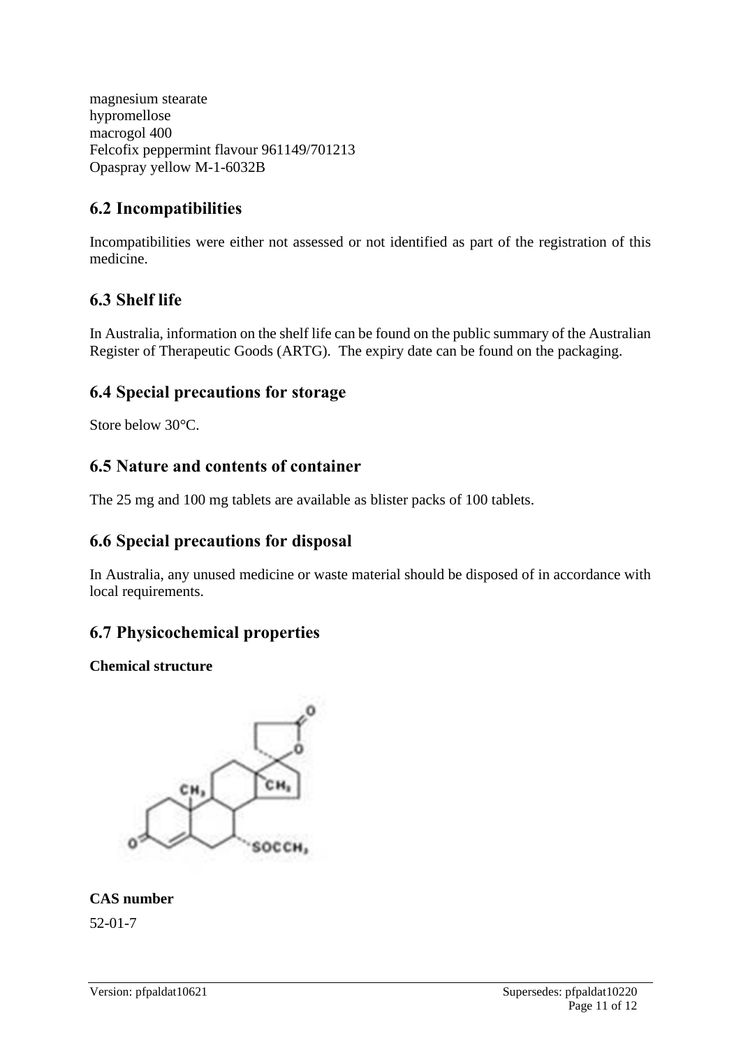magnesium stearate
hypromellose
macrogol 400
Felcofix peppermint flavour 961149/701213
Opaspray yellow M-1-6032B

## 6.2 Incompatibilities

Incompatibilities were either not assessed or not identified as part of the registration of this medicine.

## 6.3 Shelf life

In Australia, information on the shelf life can be found on the public summary of the Australian Register of Therapeutic Goods (ARTG). The expiry date can be found on the packaging.

## 6.4 Special precautions for storage

Store below 30°C.

## 6.5 Nature and contents of container

The 25 mg and 100 mg tablets are available as blister packs of 100 tablets.

## 6.6 Special precautions for disposal

In Australia, any unused medicine or waste material should be disposed of in accordance with local requirements.

## 6.7 Physicochemical properties

**Chemical structure**

**CAS number**

52-01-7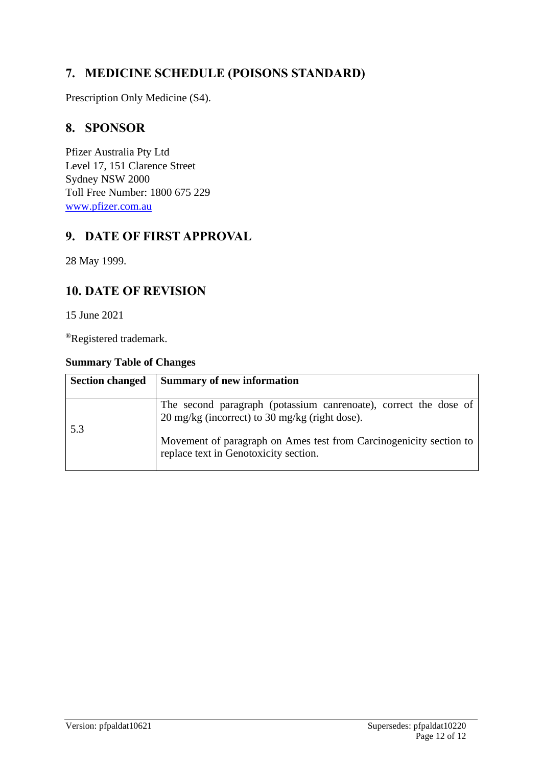## 7. MEDICINE SCHEDULE (POISONS STANDARD)

Prescription Only Medicine (S4).

## 8. SPONSOR

Pfizer Australia Pty Ltd
Level 17, 151 Clarence Street
Sydney NSW 2000
Toll Free Number: 1800 675 229
www.pfizer.com.au

## 9. DATE OF FIRST APPROVAL

28 May 1999.

## 10. DATE OF REVISION

15 June 2021

®Registered trademark.

**Summary Table of Changes**

| Section changed | Summary of new information |
|---|---|
| 5.3 | The second paragraph (potassium canrenoate), correct the dose of 20 mg/kg (incorrect) to 30 mg/kg (right dose).<br><br>Movement of paragraph on Ames test from Carcinogenicity section to replace text in Genotoxicity section. |

Version: pfpaldat10621 Supersedes: pfpaldat10220